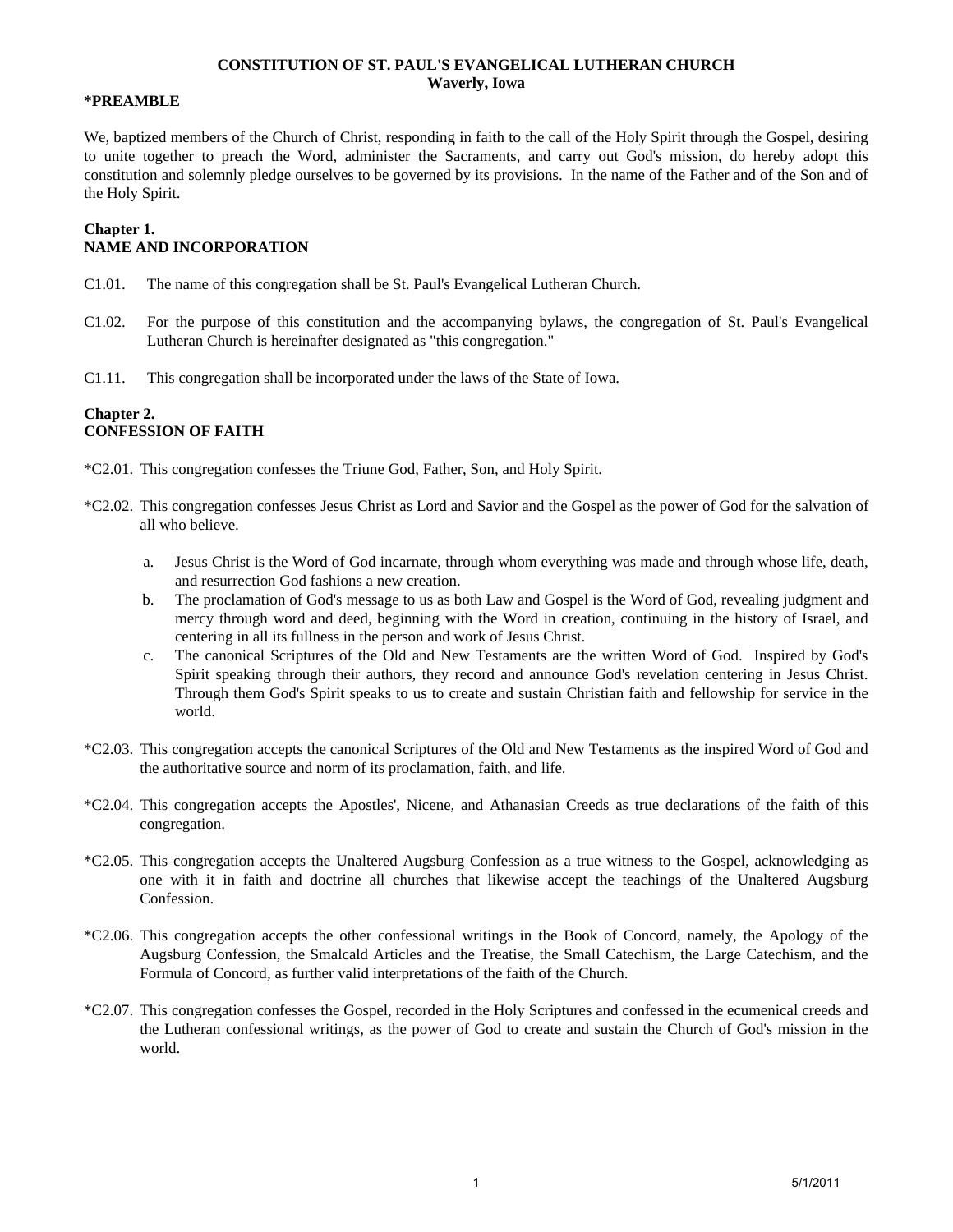# CONSTITUTION OF ST. PAUL'S EVANGELICAL LUTHERAN CHURCH
## Waverly, Iowa

**\*PREAMBLE**

We, baptized members of the Church of Christ, responding in faith to the call of the Holy Spirit through the Gospel, desiring to unite together to preach the Word, administer the Sacraments, and carry out God's mission, do hereby adopt this constitution and solemnly pledge ourselves to be governed by its provisions. In the name of the Father and of the Son and of the Holy Spirit.

### Chapter 1.
### NAME AND INCORPORATION

C1.01. The name of this congregation shall be St. Paul's Evangelical Lutheran Church.

C1.02. For the purpose of this constitution and the accompanying bylaws, the congregation of St. Paul's Evangelical Lutheran Church is hereinafter designated as "this congregation."

C1.11. This congregation shall be incorporated under the laws of the State of Iowa.

### Chapter 2.
### CONFESSION OF FAITH

*C2.01. This congregation confesses the Triune God, Father, Son, and Holy Spirit.

*C2.02. This congregation confesses Jesus Christ as Lord and Savior and the Gospel as the power of God for the salvation of all who believe.

a. Jesus Christ is the Word of God incarnate, through whom everything was made and through whose life, death, and resurrection God fashions a new creation.

b. The proclamation of God's message to us as both Law and Gospel is the Word of God, revealing judgment and mercy through word and deed, beginning with the Word in creation, continuing in the history of Israel, and centering in all its fullness in the person and work of Jesus Christ.

c. The canonical Scriptures of the Old and New Testaments are the written Word of God. Inspired by God's Spirit speaking through their authors, they record and announce God's revelation centering in Jesus Christ. Through them God's Spirit speaks to us to create and sustain Christian faith and fellowship for service in the world.

*C2.03. This congregation accepts the canonical Scriptures of the Old and New Testaments as the inspired Word of God and the authoritative source and norm of its proclamation, faith, and life.

*C2.04. This congregation accepts the Apostles', Nicene, and Athanasian Creeds as true declarations of the faith of this congregation.

*C2.05. This congregation accepts the Unaltered Augsburg Confession as a true witness to the Gospel, acknowledging as one with it in faith and doctrine all churches that likewise accept the teachings of the Unaltered Augsburg Confession.

*C2.06. This congregation accepts the other confessional writings in the Book of Concord, namely, the Apology of the Augsburg Confession, the Smalcald Articles and the Treatise, the Small Catechism, the Large Catechism, and the Formula of Concord, as further valid interpretations of the faith of the Church.

*C2.07. This congregation confesses the Gospel, recorded in the Holy Scriptures and confessed in the ecumenical creeds and the Lutheran confessional writings, as the power of God to create and sustain the Church of God's mission in the world.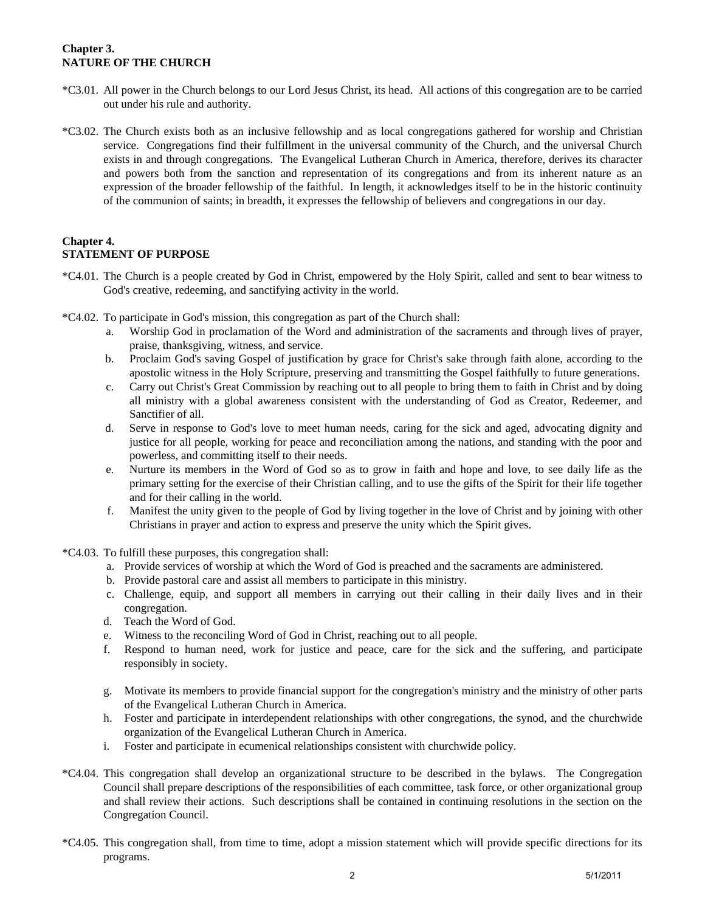## Chapter 3.
## NATURE OF THE CHURCH

*C3.01. All power in the Church belongs to our Lord Jesus Christ, its head. All actions of this congregation are to be carried out under his rule and authority.

*C3.02. The Church exists both as an inclusive fellowship and as local congregations gathered for worship and Christian service. Congregations find their fulfillment in the universal community of the Church, and the universal Church exists in and through congregations. The Evangelical Lutheran Church in America, therefore, derives its character and powers both from the sanction and representation of its congregations and from its inherent nature as an expression of the broader fellowship of the faithful. In length, it acknowledges itself to be in the historic continuity of the communion of saints; in breadth, it expresses the fellowship of believers and congregations in our day.

## Chapter 4.
## STATEMENT OF PURPOSE

*C4.01. The Church is a people created by God in Christ, empowered by the Holy Spirit, called and sent to bear witness to God's creative, redeeming, and sanctifying activity in the world.

*C4.02. To participate in God's mission, this congregation as part of the Church shall:

a. Worship God in proclamation of the Word and administration of the sacraments and through lives of prayer, praise, thanksgiving, witness, and service.
b. Proclaim God's saving Gospel of justification by grace for Christ's sake through faith alone, according to the apostolic witness in the Holy Scripture, preserving and transmitting the Gospel faithfully to future generations.
c. Carry out Christ's Great Commission by reaching out to all people to bring them to faith in Christ and by doing all ministry with a global awareness consistent with the understanding of God as Creator, Redeemer, and Sanctifier of all.
d. Serve in response to God's love to meet human needs, caring for the sick and aged, advocating dignity and justice for all people, working for peace and reconciliation among the nations, and standing with the poor and powerless, and committing itself to their needs.
e. Nurture its members in the Word of God so as to grow in faith and hope and love, to see daily life as the primary setting for the exercise of their Christian calling, and to use the gifts of the Spirit for their life together and for their calling in the world.
f. Manifest the unity given to the people of God by living together in the love of Christ and by joining with other Christians in prayer and action to express and preserve the unity which the Spirit gives.

*C4.03. To fulfill these purposes, this congregation shall:

a. Provide services of worship at which the Word of God is preached and the sacraments are administered.
b. Provide pastoral care and assist all members to participate in this ministry.
c. Challenge, equip, and support all members in carrying out their calling in their daily lives and in their congregation.
d. Teach the Word of God.
e. Witness to the reconciling Word of God in Christ, reaching out to all people.
f. Respond to human need, work for justice and peace, care for the sick and the suffering, and participate responsibly in society.
g. Motivate its members to provide financial support for the congregation's ministry and the ministry of other parts of the Evangelical Lutheran Church in America.
h. Foster and participate in interdependent relationships with other congregations, the synod, and the churchwide organization of the Evangelical Lutheran Church in America.
i. Foster and participate in ecumenical relationships consistent with churchwide policy.

*C4.04. This congregation shall develop an organizational structure to be described in the bylaws. The Congregation Council shall prepare descriptions of the responsibilities of each committee, task force, or other organizational group and shall review their actions. Such descriptions shall be contained in continuing resolutions in the section on the Congregation Council.

*C4.05. This congregation shall, from time to time, adopt a mission statement which will provide specific directions for its programs.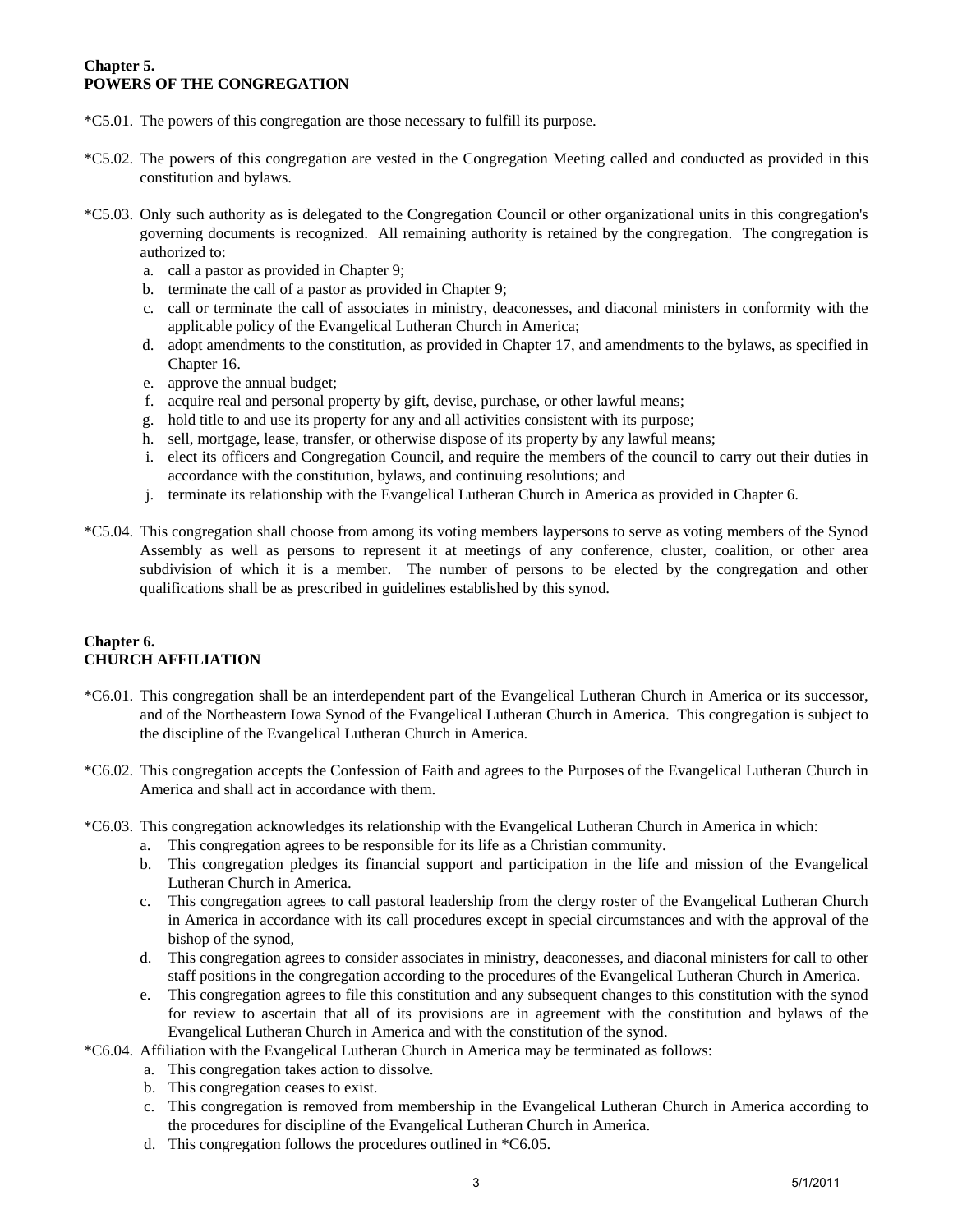**Chapter 5.**
**POWERS OF THE CONGREGATION**

*C5.01. The powers of this congregation are those necessary to fulfill its purpose.

*C5.02. The powers of this congregation are vested in the Congregation Meeting called and conducted as provided in this constitution and bylaws.

*C5.03. Only such authority as is delegated to the Congregation Council or other organizational units in this congregation's governing documents is recognized. All remaining authority is retained by the congregation. The congregation is authorized to:

a. call a pastor as provided in Chapter 9;
b. terminate the call of a pastor as provided in Chapter 9;
c. call or terminate the call of associates in ministry, deaconesses, and diaconal ministers in conformity with the applicable policy of the Evangelical Lutheran Church in America;
d. adopt amendments to the constitution, as provided in Chapter 17, and amendments to the bylaws, as specified in Chapter 16.
e. approve the annual budget;
f. acquire real and personal property by gift, devise, purchase, or other lawful means;
g. hold title to and use its property for any and all activities consistent with its purpose;
h. sell, mortgage, lease, transfer, or otherwise dispose of its property by any lawful means;
i. elect its officers and Congregation Council, and require the members of the council to carry out their duties in accordance with the constitution, bylaws, and continuing resolutions; and
j. terminate its relationship with the Evangelical Lutheran Church in America as provided in Chapter 6.

*C5.04. This congregation shall choose from among its voting members laypersons to serve as voting members of the Synod Assembly as well as persons to represent it at meetings of any conference, cluster, coalition, or other area subdivision of which it is a member. The number of persons to be elected by the congregation and other qualifications shall be as prescribed in guidelines established by this synod.

**Chapter 6.**
**CHURCH AFFILIATION**

*C6.01. This congregation shall be an interdependent part of the Evangelical Lutheran Church in America or its successor, and of the Northeastern Iowa Synod of the Evangelical Lutheran Church in America. This congregation is subject to the discipline of the Evangelical Lutheran Church in America.

*C6.02. This congregation accepts the Confession of Faith and agrees to the Purposes of the Evangelical Lutheran Church in America and shall act in accordance with them.

*C6.03. This congregation acknowledges its relationship with the Evangelical Lutheran Church in America in which:

a. This congregation agrees to be responsible for its life as a Christian community.
b. This congregation pledges its financial support and participation in the life and mission of the Evangelical Lutheran Church in America.
c. This congregation agrees to call pastoral leadership from the clergy roster of the Evangelical Lutheran Church in America in accordance with its call procedures except in special circumstances and with the approval of the bishop of the synod,
d. This congregation agrees to consider associates in ministry, deaconesses, and diaconal ministers for call to other staff positions in the congregation according to the procedures of the Evangelical Lutheran Church in America.
e. This congregation agrees to file this constitution and any subsequent changes to this constitution with the synod for review to ascertain that all of its provisions are in agreement with the constitution and bylaws of the Evangelical Lutheran Church in America and with the constitution of the synod.

*C6.04. Affiliation with the Evangelical Lutheran Church in America may be terminated as follows:

a. This congregation takes action to dissolve.
b. This congregation ceases to exist.
c. This congregation is removed from membership in the Evangelical Lutheran Church in America according to the procedures for discipline of the Evangelical Lutheran Church in America.
d. This congregation follows the procedures outlined in *C6.05.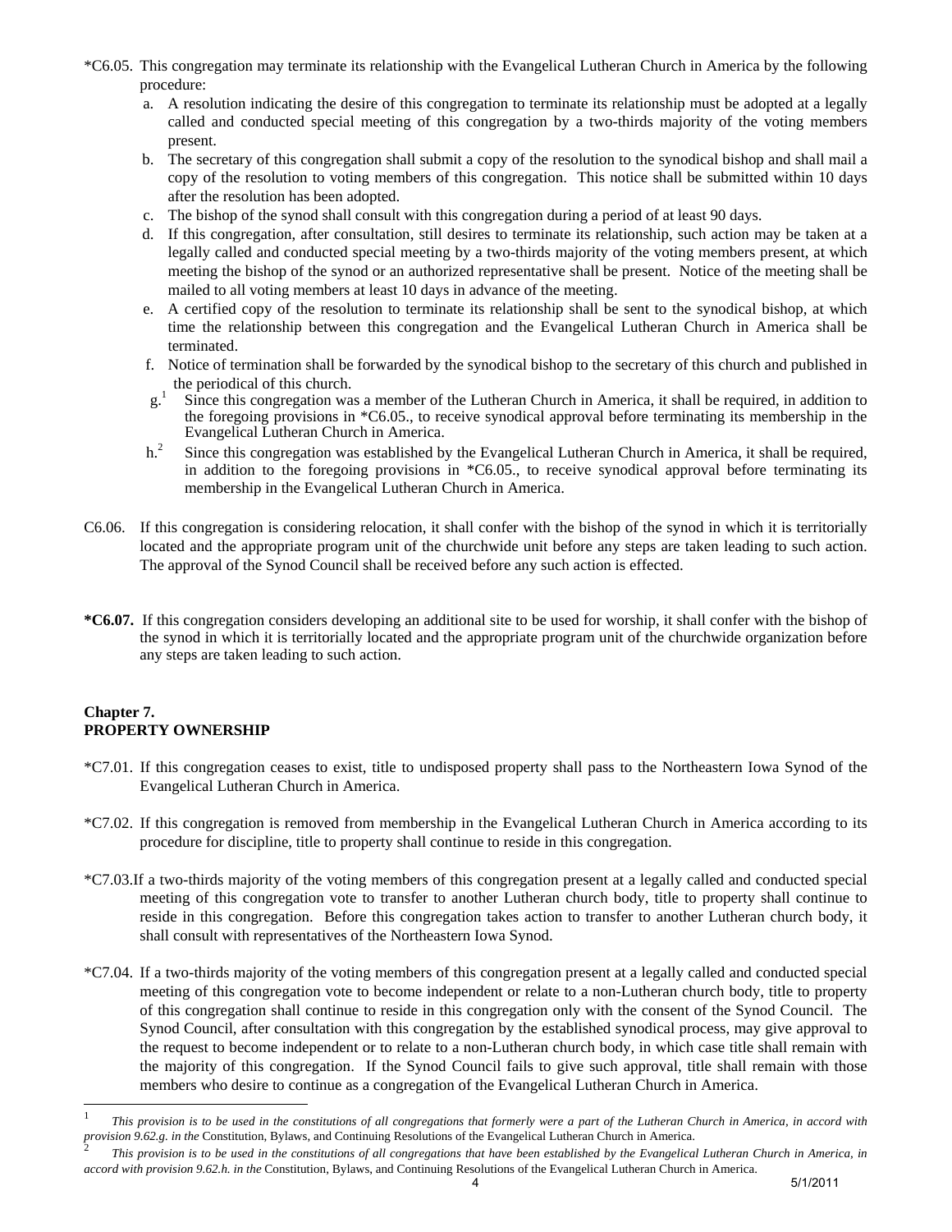*C6.05. This congregation may terminate its relationship with the Evangelical Lutheran Church in America by the following procedure:

a. A resolution indicating the desire of this congregation to terminate its relationship must be adopted at a legally called and conducted special meeting of this congregation by a two-thirds majority of the voting members present.

b. The secretary of this congregation shall submit a copy of the resolution to the synodical bishop and shall mail a copy of the resolution to voting members of this congregation. This notice shall be submitted within 10 days after the resolution has been adopted.

c. The bishop of the synod shall consult with this congregation during a period of at least 90 days.

d. If this congregation, after consultation, still desires to terminate its relationship, such action may be taken at a legally called and conducted special meeting by a two-thirds majority of the voting members present, at which meeting the bishop of the synod or an authorized representative shall be present. Notice of the meeting shall be mailed to all voting members at least 10 days in advance of the meeting.

e. A certified copy of the resolution to terminate its relationship shall be sent to the synodical bishop, at which time the relationship between this congregation and the Evangelical Lutheran Church in America shall be terminated.

f. Notice of termination shall be forwarded by the synodical bishop to the secretary of this church and published in the periodical of this church.

g.[1] Since this congregation was a member of the Lutheran Church in America, it shall be required, in addition to the foregoing provisions in *C6.05., to receive synodical approval before terminating its membership in the Evangelical Lutheran Church in America.

h.[2] Since this congregation was established by the Evangelical Lutheran Church in America, it shall be required, in addition to the foregoing provisions in *C6.05., to receive synodical approval before terminating its membership in the Evangelical Lutheran Church in America.

C6.06. If this congregation is considering relocation, it shall confer with the bishop of the synod in which it is territorially located and the appropriate program unit of the churchwide unit before any steps are taken leading to such action. The approval of the Synod Council shall be received before any such action is effected.

**\*C6.07.** If this congregation considers developing an additional site to be used for worship, it shall confer with the bishop of the synod in which it is territorially located and the appropriate program unit of the churchwide organization before any steps are taken leading to such action.

## Chapter 7.
## PROPERTY OWNERSHIP

*C7.01. If this congregation ceases to exist, title to undisposed property shall pass to the Northeastern Iowa Synod of the Evangelical Lutheran Church in America.

*C7.02. If this congregation is removed from membership in the Evangelical Lutheran Church in America according to its procedure for discipline, title to property shall continue to reside in this congregation.

*C7.03. If a two-thirds majority of the voting members of this congregation present at a legally called and conducted special meeting of this congregation vote to transfer to another Lutheran church body, title to property shall continue to reside in this congregation. Before this congregation takes action to transfer to another Lutheran church body, it shall consult with representatives of the Northeastern Iowa Synod.

*C7.04. If a two-thirds majority of the voting members of this congregation present at a legally called and conducted special meeting of this congregation vote to become independent or relate to a non-Lutheran church body, title to property of this congregation shall continue to reside in this congregation only with the consent of the Synod Council. The Synod Council, after consultation with this congregation by the established synodical process, may give approval to the request to become independent or to relate to a non-Lutheran church body, in which case title shall remain with the majority of this congregation. If the Synod Council fails to give such approval, title shall remain with those members who desire to continue as a congregation of the Evangelical Lutheran Church in America.

---

[1] *This provision is to be used in the constitutions of all congregations that formerly were a part of the Lutheran Church in America, in accord with provision 9.62.g. in the* Constitution, Bylaws, and Continuing Resolutions of the Evangelical Lutheran Church in America.

[2] *This provision is to be used in the constitutions of all congregations that have been established by the Evangelical Lutheran Church in America, in accord with provision 9.62.h. in the* Constitution, Bylaws, and Continuing Resolutions of the Evangelical Lutheran Church in America.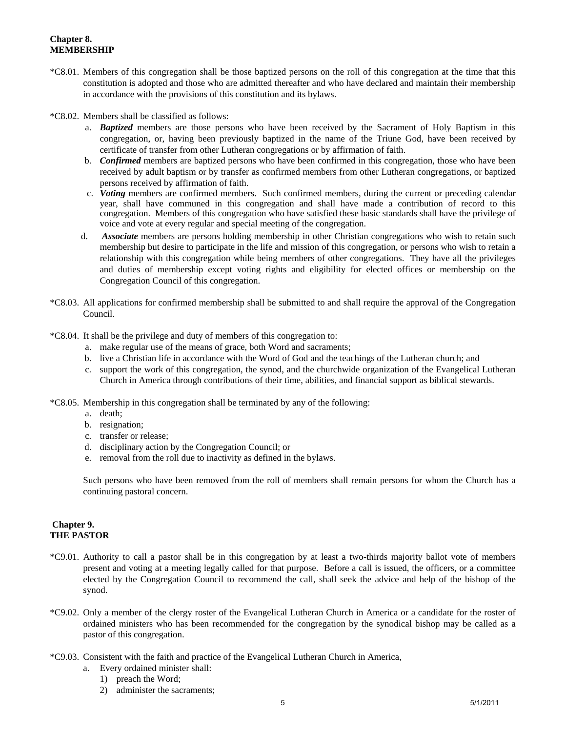## Chapter 8.
## MEMBERSHIP

*C8.01. Members of this congregation shall be those baptized persons on the roll of this congregation at the time that this constitution is adopted and those who are admitted thereafter and who have declared and maintain their membership in accordance with the provisions of this constitution and its bylaws.

*C8.02. Members shall be classified as follows:

a. ***Baptized*** members are those persons who have been received by the Sacrament of Holy Baptism in this congregation, or, having been previously baptized in the name of the Triune God, have been received by certificate of transfer from other Lutheran congregations or by affirmation of faith.

b. ***Confirmed*** members are baptized persons who have been confirmed in this congregation, those who have been received by adult baptism or by transfer as confirmed members from other Lutheran congregations, or baptized persons received by affirmation of faith.

c. ***Voting*** members are confirmed members. Such confirmed members, during the current or preceding calendar year, shall have communed in this congregation and shall have made a contribution of record to this congregation. Members of this congregation who have satisfied these basic standards shall have the privilege of voice and vote at every regular and special meeting of the congregation.

d. ***Associate*** members are persons holding membership in other Christian congregations who wish to retain such membership but desire to participate in the life and mission of this congregation, or persons who wish to retain a relationship with this congregation while being members of other congregations. They have all the privileges and duties of membership except voting rights and eligibility for elected offices or membership on the Congregation Council of this congregation.

*C8.03. All applications for confirmed membership shall be submitted to and shall require the approval of the Congregation Council.

*C8.04. It shall be the privilege and duty of members of this congregation to:

a. make regular use of the means of grace, both Word and sacraments;
b. live a Christian life in accordance with the Word of God and the teachings of the Lutheran church; and
c. support the work of this congregation, the synod, and the churchwide organization of the Evangelical Lutheran Church in America through contributions of their time, abilities, and financial support as biblical stewards.

*C8.05. Membership in this congregation shall be terminated by any of the following:

a. death;
b. resignation;
c. transfer or release;
d. disciplinary action by the Congregation Council; or
e. removal from the roll due to inactivity as defined in the bylaws.

Such persons who have been removed from the roll of members shall remain persons for whom the Church has a continuing pastoral concern.

## Chapter 9.
## THE PASTOR

*C9.01. Authority to call a pastor shall be in this congregation by at least a two-thirds majority ballot vote of members present and voting at a meeting legally called for that purpose. Before a call is issued, the officers, or a committee elected by the Congregation Council to recommend the call, shall seek the advice and help of the bishop of the synod.

*C9.02. Only a member of the clergy roster of the Evangelical Lutheran Church in America or a candidate for the roster of ordained ministers who has been recommended for the congregation by the synodical bishop may be called as a pastor of this congregation.

*C9.03. Consistent with the faith and practice of the Evangelical Lutheran Church in America,

a. Every ordained minister shall:
   1) preach the Word;
   2) administer the sacraments;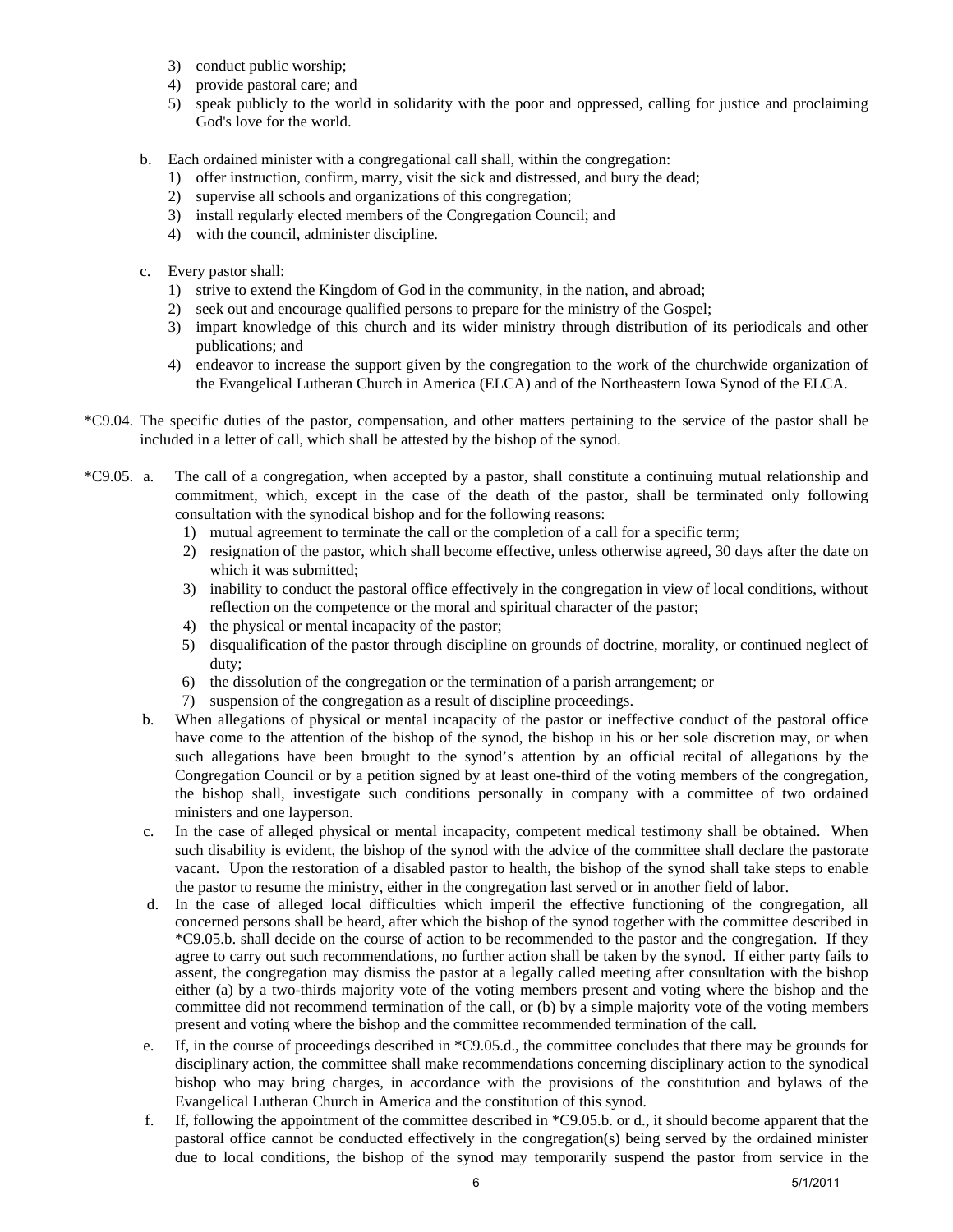3) conduct public worship;
4) provide pastoral care; and
5) speak publicly to the world in solidarity with the poor and oppressed, calling for justice and proclaiming God's love for the world.

b. Each ordained minister with a congregational call shall, within the congregation:
1) offer instruction, confirm, marry, visit the sick and distressed, and bury the dead;
2) supervise all schools and organizations of this congregation;
3) install regularly elected members of the Congregation Council; and
4) with the council, administer discipline.

c. Every pastor shall:
1) strive to extend the Kingdom of God in the community, in the nation, and abroad;
2) seek out and encourage qualified persons to prepare for the ministry of the Gospel;
3) impart knowledge of this church and its wider ministry through distribution of its periodicals and other publications; and
4) endeavor to increase the support given by the congregation to the work of the churchwide organization of the Evangelical Lutheran Church in America (ELCA) and of the Northeastern Iowa Synod of the ELCA.

*C9.04. The specific duties of the pastor, compensation, and other matters pertaining to the service of the pastor shall be included in a letter of call, which shall be attested by the bishop of the synod.

*C9.05. a. The call of a congregation, when accepted by a pastor, shall constitute a continuing mutual relationship and commitment, which, except in the case of the death of the pastor, shall be terminated only following consultation with the synodical bishop and for the following reasons:
1) mutual agreement to terminate the call or the completion of a call for a specific term;
2) resignation of the pastor, which shall become effective, unless otherwise agreed, 30 days after the date on which it was submitted;
3) inability to conduct the pastoral office effectively in the congregation in view of local conditions, without reflection on the competence or the moral and spiritual character of the pastor;
4) the physical or mental incapacity of the pastor;
5) disqualification of the pastor through discipline on grounds of doctrine, morality, or continued neglect of duty;
6) the dissolution of the congregation or the termination of a parish arrangement; or
7) suspension of the congregation as a result of discipline proceedings.

b. When allegations of physical or mental incapacity of the pastor or ineffective conduct of the pastoral office have come to the attention of the bishop of the synod, the bishop in his or her sole discretion may, or when such allegations have been brought to the synod's attention by an official recital of allegations by the Congregation Council or by a petition signed by at least one-third of the voting members of the congregation, the bishop shall, investigate such conditions personally in company with a committee of two ordained ministers and one layperson.

c. In the case of alleged physical or mental incapacity, competent medical testimony shall be obtained. When such disability is evident, the bishop of the synod with the advice of the committee shall declare the pastorate vacant. Upon the restoration of a disabled pastor to health, the bishop of the synod shall take steps to enable the pastor to resume the ministry, either in the congregation last served or in another field of labor.

d. In the case of alleged local difficulties which imperil the effective functioning of the congregation, all concerned persons shall be heard, after which the bishop of the synod together with the committee described in *C9.05.b. shall decide on the course of action to be recommended to the pastor and the congregation. If they agree to carry out such recommendations, no further action shall be taken by the synod. If either party fails to assent, the congregation may dismiss the pastor at a legally called meeting after consultation with the bishop either (a) by a two-thirds majority vote of the voting members present and voting where the bishop and the committee did not recommend termination of the call, or (b) by a simple majority vote of the voting members present and voting where the bishop and the committee recommended termination of the call.

e. If, in the course of proceedings described in *C9.05.d., the committee concludes that there may be grounds for disciplinary action, the committee shall make recommendations concerning disciplinary action to the synodical bishop who may bring charges, in accordance with the provisions of the constitution and bylaws of the Evangelical Lutheran Church in America and the constitution of this synod.

f. If, following the appointment of the committee described in *C9.05.b. or d., it should become apparent that the pastoral office cannot be conducted effectively in the congregation(s) being served by the ordained minister due to local conditions, the bishop of the synod may temporarily suspend the pastor from service in the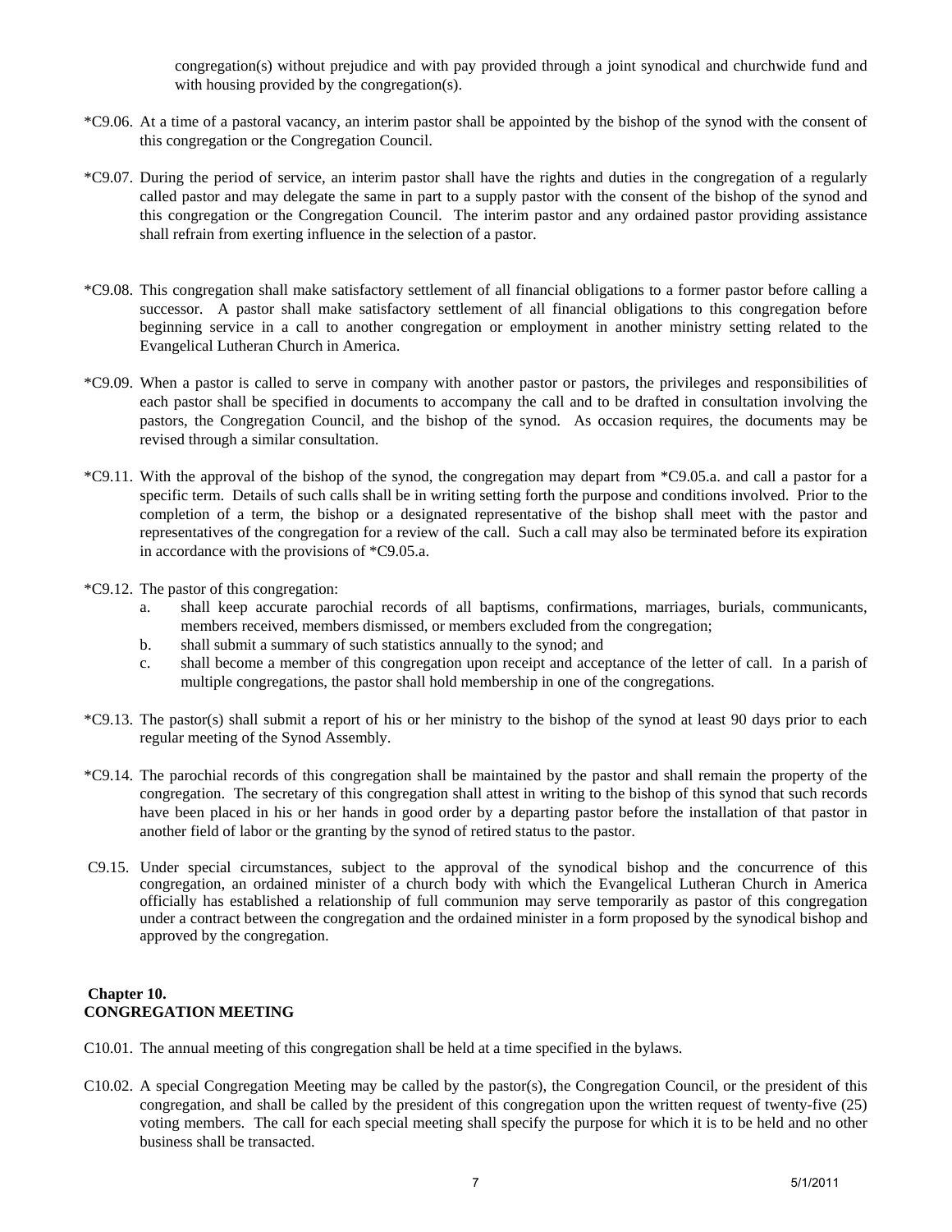congregation(s) without prejudice and with pay provided through a joint synodical and churchwide fund and with housing provided by the congregation(s).

*C9.06. At a time of a pastoral vacancy, an interim pastor shall be appointed by the bishop of the synod with the consent of this congregation or the Congregation Council.

*C9.07. During the period of service, an interim pastor shall have the rights and duties in the congregation of a regularly called pastor and may delegate the same in part to a supply pastor with the consent of the bishop of the synod and this congregation or the Congregation Council. The interim pastor and any ordained pastor providing assistance shall refrain from exerting influence in the selection of a pastor.

*C9.08. This congregation shall make satisfactory settlement of all financial obligations to a former pastor before calling a successor. A pastor shall make satisfactory settlement of all financial obligations to this congregation before beginning service in a call to another congregation or employment in another ministry setting related to the Evangelical Lutheran Church in America.

*C9.09. When a pastor is called to serve in company with another pastor or pastors, the privileges and responsibilities of each pastor shall be specified in documents to accompany the call and to be drafted in consultation involving the pastors, the Congregation Council, and the bishop of the synod. As occasion requires, the documents may be revised through a similar consultation.

*C9.11. With the approval of the bishop of the synod, the congregation may depart from *C9.05.a. and call a pastor for a specific term. Details of such calls shall be in writing setting forth the purpose and conditions involved. Prior to the completion of a term, the bishop or a designated representative of the bishop shall meet with the pastor and representatives of the congregation for a review of the call. Such a call may also be terminated before its expiration in accordance with the provisions of *C9.05.a.

*C9.12. The pastor of this congregation:

a. shall keep accurate parochial records of all baptisms, confirmations, marriages, burials, communicants, members received, members dismissed, or members excluded from the congregation;
b. shall submit a summary of such statistics annually to the synod; and
c. shall become a member of this congregation upon receipt and acceptance of the letter of call. In a parish of multiple congregations, the pastor shall hold membership in one of the congregations.

*C9.13. The pastor(s) shall submit a report of his or her ministry to the bishop of the synod at least 90 days prior to each regular meeting of the Synod Assembly.

*C9.14. The parochial records of this congregation shall be maintained by the pastor and shall remain the property of the congregation. The secretary of this congregation shall attest in writing to the bishop of this synod that such records have been placed in his or her hands in good order by a departing pastor before the installation of that pastor in another field of labor or the granting by the synod of retired status to the pastor.

C9.15. Under special circumstances, subject to the approval of the synodical bishop and the concurrence of this congregation, an ordained minister of a church body with which the Evangelical Lutheran Church in America officially has established a relationship of full communion may serve temporarily as pastor of this congregation under a contract between the congregation and the ordained minister in a form proposed by the synodical bishop and approved by the congregation.

## Chapter 10.
## CONGREGATION MEETING

C10.01. The annual meeting of this congregation shall be held at a time specified in the bylaws.

C10.02. A special Congregation Meeting may be called by the pastor(s), the Congregation Council, or the president of this congregation, and shall be called by the president of this congregation upon the written request of twenty-five (25) voting members. The call for each special meeting shall specify the purpose for which it is to be held and no other business shall be transacted.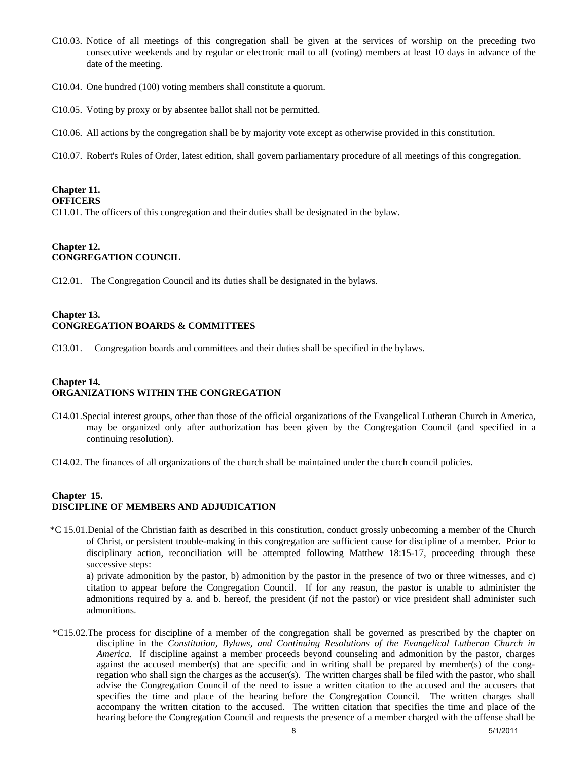C10.03. Notice of all meetings of this congregation shall be given at the services of worship on the preceding two consecutive weekends and by regular or electronic mail to all (voting) members at least 10 days in advance of the date of the meeting.

C10.04. One hundred (100) voting members shall constitute a quorum.

C10.05. Voting by proxy or by absentee ballot shall not be permitted.

C10.06. All actions by the congregation shall be by majority vote except as otherwise provided in this constitution.

C10.07. Robert's Rules of Order, latest edition, shall govern parliamentary procedure of all meetings of this congregation.

**Chapter 11.**
**OFFICERS**

C11.01. The officers of this congregation and their duties shall be designated in the bylaw.

**Chapter 12.**
**CONGREGATION COUNCIL**

C12.01. The Congregation Council and its duties shall be designated in the bylaws.

**Chapter 13.**
**CONGREGATION BOARDS & COMMITTEES**

C13.01. Congregation boards and committees and their duties shall be specified in the bylaws.

**Chapter 14.**
**ORGANIZATIONS WITHIN THE CONGREGATION**

C14.01. Special interest groups, other than those of the official organizations of the Evangelical Lutheran Church in America, may be organized only after authorization has been given by the Congregation Council (and specified in a continuing resolution).

C14.02. The finances of all organizations of the church shall be maintained under the church council policies.

**Chapter 15.**
**DISCIPLINE OF MEMBERS AND ADJUDICATION**

*C 15.01. Denial of the Christian faith as described in this constitution, conduct grossly unbecoming a member of the Church of Christ, or persistent trouble-making in this congregation are sufficient cause for discipline of a member. Prior to disciplinary action, reconciliation will be attempted following Matthew 18:15-17, proceeding through these successive steps:

a) private admonition by the pastor, b) admonition by the pastor in the presence of two or three witnesses, and c) citation to appear before the Congregation Council. If for any reason, the pastor is unable to administer the admonitions required by a. and b. hereof, the president (if not the pastor) or vice president shall administer such admonitions.

*C15.02. The process for discipline of a member of the congregation shall be governed as prescribed by the chapter on discipline in the *Constitution, Bylaws, and Continuing Resolutions of the Evangelical Lutheran Church in America.* If discipline against a member proceeds beyond counseling and admonition by the pastor, charges against the accused member(s) that are specific and in writing shall be prepared by member(s) of the congregation who shall sign the charges as the accuser(s). The written charges shall be filed with the pastor, who shall advise the Congregation Council of the need to issue a written citation to the accused and the accusers that specifies the time and place of the hearing before the Congregation Council. The written charges shall accompany the written citation to the accused. The written citation that specifies the time and place of the hearing before the Congregation Council and requests the presence of a member charged with the offense shall be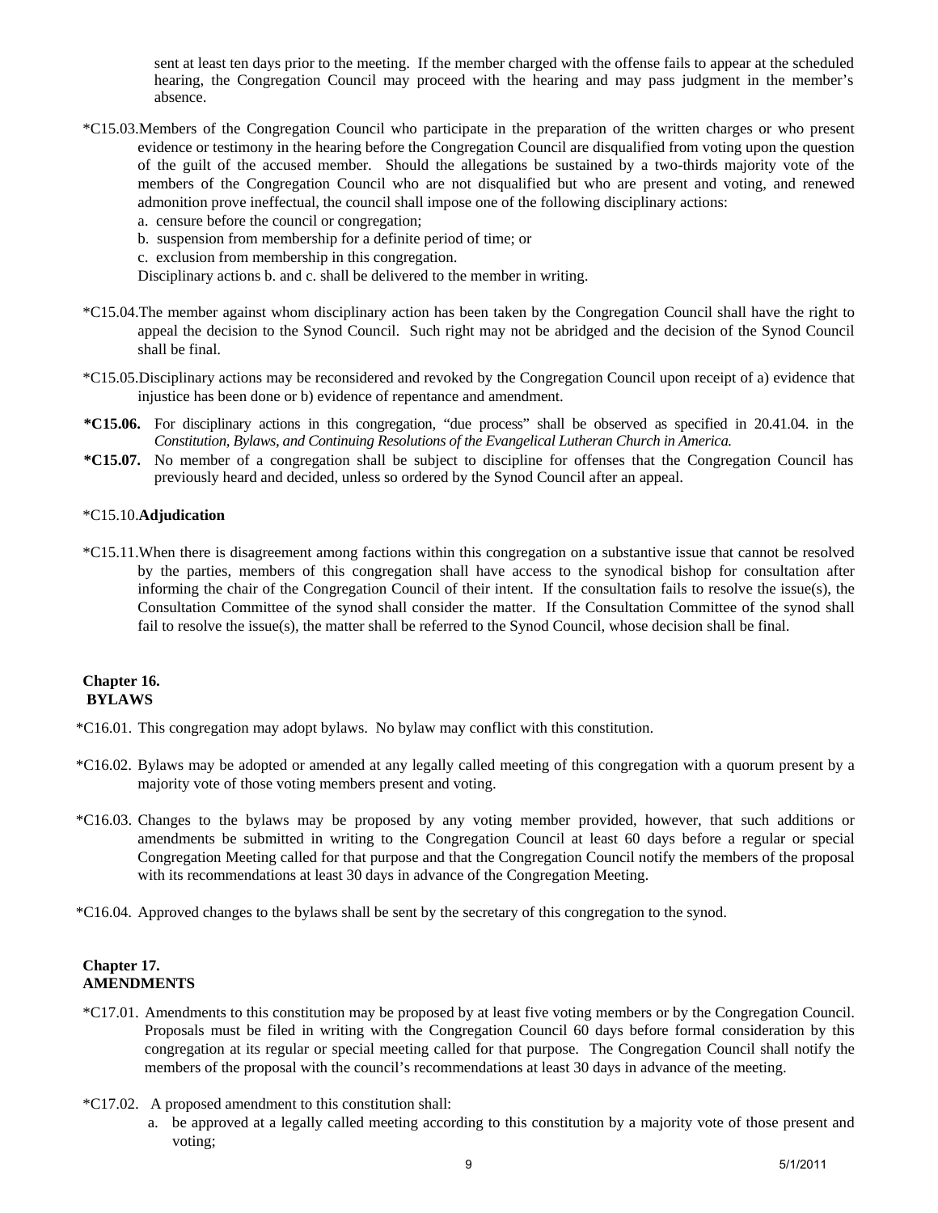sent at least ten days prior to the meeting. If the member charged with the offense fails to appear at the scheduled hearing, the Congregation Council may proceed with the hearing and may pass judgment in the member's absence.

*C15.03. Members of the Congregation Council who participate in the preparation of the written charges or who present evidence or testimony in the hearing before the Congregation Council are disqualified from voting upon the question of the guilt of the accused member. Should the allegations be sustained by a two-thirds majority vote of the members of the Congregation Council who are not disqualified but who are present and voting, and renewed admonition prove ineffectual, the council shall impose one of the following disciplinary actions:

a. censure before the council or congregation;
b. suspension from membership for a definite period of time; or
c. exclusion from membership in this congregation.

Disciplinary actions b. and c. shall be delivered to the member in writing.

*C15.04. The member against whom disciplinary action has been taken by the Congregation Council shall have the right to appeal the decision to the Synod Council. Such right may not be abridged and the decision of the Synod Council shall be final.

*C15.05. Disciplinary actions may be reconsidered and revoked by the Congregation Council upon receipt of a) evidence that injustice has been done or b) evidence of repentance and amendment.

**\*C15.06.** For disciplinary actions in this congregation, "due process" shall be observed as specified in 20.41.04. in the *Constitution, Bylaws, and Continuing Resolutions of the Evangelical Lutheran Church in America.*

**\*C15.07.** No member of a congregation shall be subject to discipline for offenses that the Congregation Council has previously heard and decided, unless so ordered by the Synod Council after an appeal.

*C15.10. **Adjudication**

*C15.11. When there is disagreement among factions within this congregation on a substantive issue that cannot be resolved by the parties, members of this congregation shall have access to the synodical bishop for consultation after informing the chair of the Congregation Council of their intent. If the consultation fails to resolve the issue(s), the Consultation Committee of the synod shall consider the matter. If the Consultation Committee of the synod shall fail to resolve the issue(s), the matter shall be referred to the Synod Council, whose decision shall be final.

## Chapter 16.
## BYLAWS

*C16.01. This congregation may adopt bylaws. No bylaw may conflict with this constitution.

*C16.02. Bylaws may be adopted or amended at any legally called meeting of this congregation with a quorum present by a majority vote of those voting members present and voting.

*C16.03. Changes to the bylaws may be proposed by any voting member provided, however, that such additions or amendments be submitted in writing to the Congregation Council at least 60 days before a regular or special Congregation Meeting called for that purpose and that the Congregation Council notify the members of the proposal with its recommendations at least 30 days in advance of the Congregation Meeting.

*C16.04. Approved changes to the bylaws shall be sent by the secretary of this congregation to the synod.

## Chapter 17.
## AMENDMENTS

*C17.01. Amendments to this constitution may be proposed by at least five voting members or by the Congregation Council. Proposals must be filed in writing with the Congregation Council 60 days before formal consideration by this congregation at its regular or special meeting called for that purpose. The Congregation Council shall notify the members of the proposal with the council's recommendations at least 30 days in advance of the meeting.

*C17.02. A proposed amendment to this constitution shall:

a. be approved at a legally called meeting according to this constitution by a majority vote of those present and voting;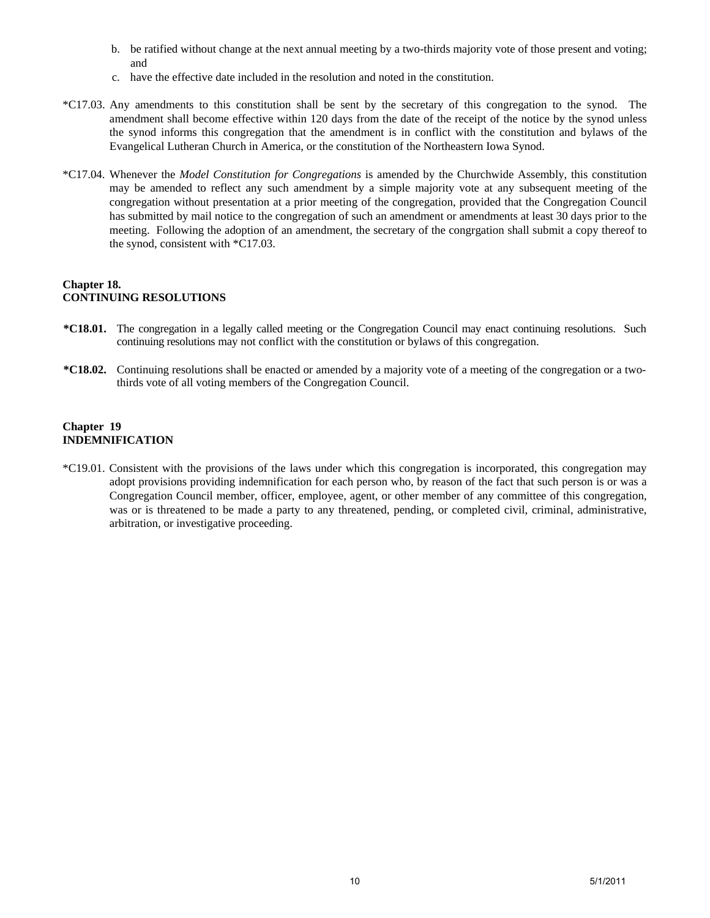b. be ratified without change at the next annual meeting by a two-thirds majority vote of those present and voting; and
c. have the effective date included in the resolution and noted in the constitution.

*C17.03. Any amendments to this constitution shall be sent by the secretary of this congregation to the synod. The amendment shall become effective within 120 days from the date of the receipt of the notice by the synod unless the synod informs this congregation that the amendment is in conflict with the constitution and bylaws of the Evangelical Lutheran Church in America, or the constitution of the Northeastern Iowa Synod.

*C17.04. Whenever the *Model Constitution for Congregations* is amended by the Churchwide Assembly, this constitution may be amended to reflect any such amendment by a simple majority vote at any subsequent meeting of the congregation without presentation at a prior meeting of the congregation, provided that the Congregation Council has submitted by mail notice to the congregation of such an amendment or amendments at least 30 days prior to the meeting. Following the adoption of an amendment, the secretary of the congrgation shall submit a copy thereof to the synod, consistent with *C17.03.

**Chapter 18.**
**CONTINUING RESOLUTIONS**

**\*C18.01.** The congregation in a legally called meeting or the Congregation Council may enact continuing resolutions. Such continuing resolutions may not conflict with the constitution or bylaws of this congregation.

**\*C18.02.** Continuing resolutions shall be enacted or amended by a majority vote of a meeting of the congregation or a two-thirds vote of all voting members of the Congregation Council.

**Chapter 19**
**INDEMNIFICATION**

*C19.01. Consistent with the provisions of the laws under which this congregation is incorporated, this congregation may adopt provisions providing indemnification for each person who, by reason of the fact that such person is or was a Congregation Council member, officer, employee, agent, or other member of any committee of this congregation, was or is threatened to be made a party to any threatened, pending, or completed civil, criminal, administrative, arbitration, or investigative proceeding.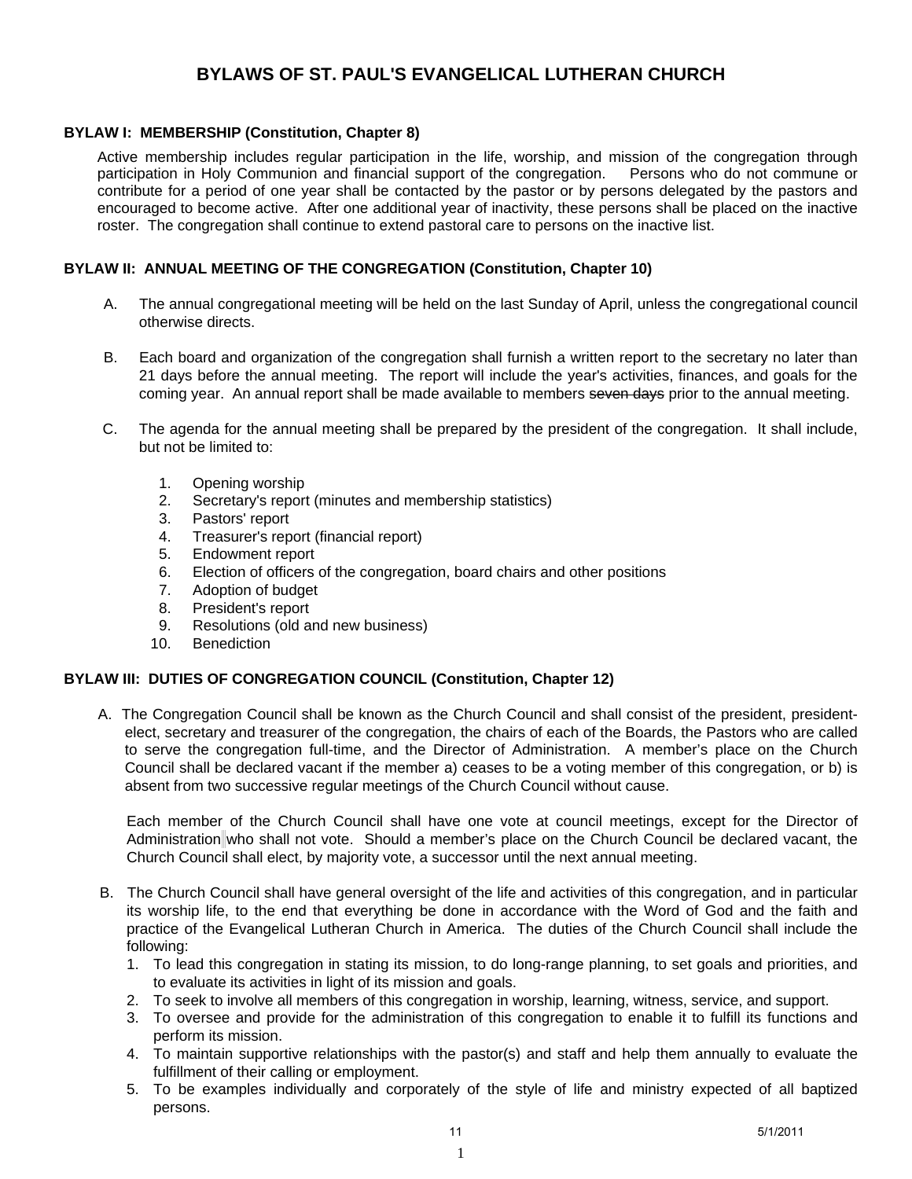# BYLAWS OF ST. PAUL'S EVANGELICAL LUTHERAN CHURCH

### BYLAW I: MEMBERSHIP (Constitution, Chapter 8)

Active membership includes regular participation in the life, worship, and mission of the congregation through participation in Holy Communion and financial support of the congregation. Persons who do not commune or contribute for a period of one year shall be contacted by the pastor or by persons delegated by the pastors and encouraged to become active. After one additional year of inactivity, these persons shall be placed on the inactive roster. The congregation shall continue to extend pastoral care to persons on the inactive list.

### BYLAW II: ANNUAL MEETING OF THE CONGREGATION (Constitution, Chapter 10)

A. The annual congregational meeting will be held on the last Sunday of April, unless the congregational council otherwise directs.

B. Each board and organization of the congregation shall furnish a written report to the secretary no later than 21 days before the annual meeting. The report will include the year's activities, finances, and goals for the coming year. An annual report shall be made available to members ~~seven days~~ prior to the annual meeting.

C. The agenda for the annual meeting shall be prepared by the president of the congregation. It shall include, but not be limited to:

1. Opening worship
2. Secretary's report (minutes and membership statistics)
3. Pastors' report
4. Treasurer's report (financial report)
5. Endowment report
6. Election of officers of the congregation, board chairs and other positions
7. Adoption of budget
8. President's report
9. Resolutions (old and new business)
10. Benediction

### BYLAW III: DUTIES OF CONGREGATION COUNCIL (Constitution, Chapter 12)

A. The Congregation Council shall be known as the Church Council and shall consist of the president, president-elect, secretary and treasurer of the congregation, the chairs of each of the Boards, the Pastors who are called to serve the congregation full-time, and the Director of Administration. A member's place on the Church Council shall be declared vacant if the member a) ceases to be a voting member of this congregation, or b) is absent from two successive regular meetings of the Church Council without cause.

Each member of the Church Council shall have one vote at council meetings, except for the Director of Administration who shall not vote. Should a member's place on the Church Council be declared vacant, the Church Council shall elect, by majority vote, a successor until the next annual meeting.

B. The Church Council shall have general oversight of the life and activities of this congregation, and in particular its worship life, to the end that everything be done in accordance with the Word of God and the faith and practice of the Evangelical Lutheran Church in America. The duties of the Church Council shall include the following:

1. To lead this congregation in stating its mission, to do long-range planning, to set goals and priorities, and to evaluate its activities in light of its mission and goals.
2. To seek to involve all members of this congregation in worship, learning, witness, service, and support.
3. To oversee and provide for the administration of this congregation to enable it to fulfill its functions and perform its mission.
4. To maintain supportive relationships with the pastor(s) and staff and help them annually to evaluate the fulfillment of their calling or employment.
5. To be examples individually and corporately of the style of life and ministry expected of all baptized persons.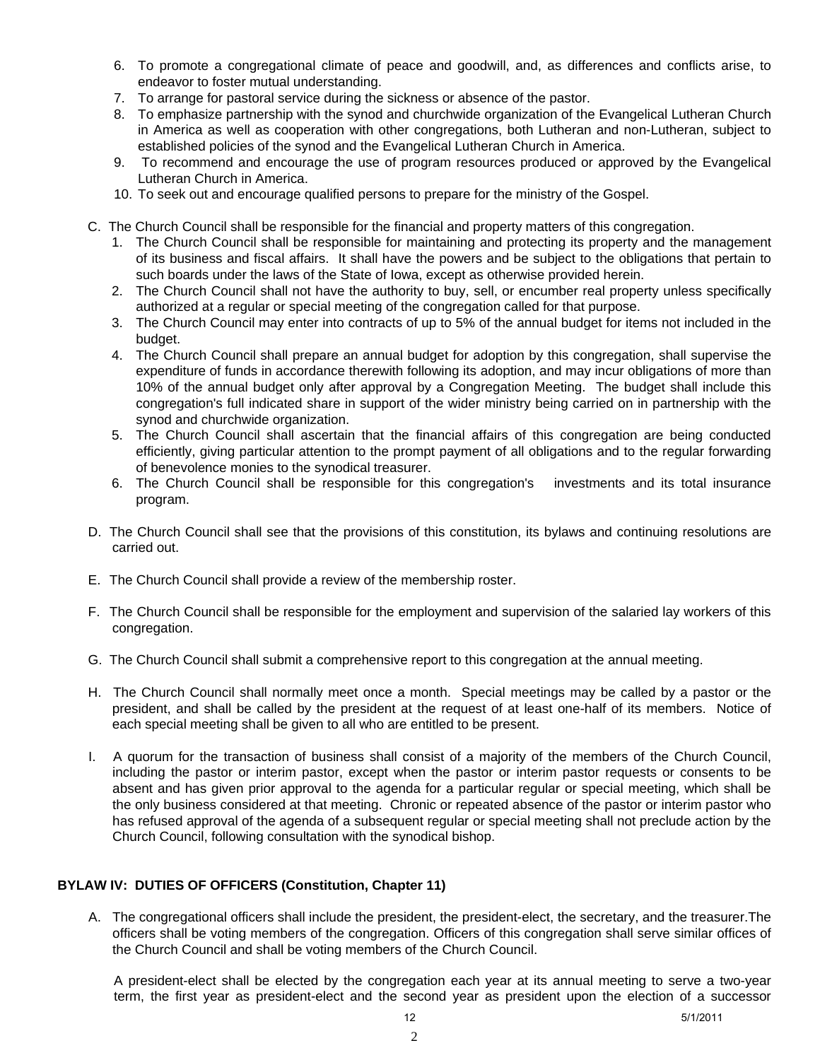6. To promote a congregational climate of peace and goodwill, and, as differences and conflicts arise, to endeavor to foster mutual understanding.
7. To arrange for pastoral service during the sickness or absence of the pastor.
8. To emphasize partnership with the synod and churchwide organization of the Evangelical Lutheran Church in America as well as cooperation with other congregations, both Lutheran and non-Lutheran, subject to established policies of the synod and the Evangelical Lutheran Church in America.
9. To recommend and encourage the use of program resources produced or approved by the Evangelical Lutheran Church in America.
10. To seek out and encourage qualified persons to prepare for the ministry of the Gospel.

C. The Church Council shall be responsible for the financial and property matters of this congregation.
   1. The Church Council shall be responsible for maintaining and protecting its property and the management of its business and fiscal affairs. It shall have the powers and be subject to the obligations that pertain to such boards under the laws of the State of Iowa, except as otherwise provided herein.
   2. The Church Council shall not have the authority to buy, sell, or encumber real property unless specifically authorized at a regular or special meeting of the congregation called for that purpose.
   3. The Church Council may enter into contracts of up to 5% of the annual budget for items not included in the budget.
   4. The Church Council shall prepare an annual budget for adoption by this congregation, shall supervise the expenditure of funds in accordance therewith following its adoption, and may incur obligations of more than 10% of the annual budget only after approval by a Congregation Meeting. The budget shall include this congregation's full indicated share in support of the wider ministry being carried on in partnership with the synod and churchwide organization.
   5. The Church Council shall ascertain that the financial affairs of this congregation are being conducted efficiently, giving particular attention to the prompt payment of all obligations and to the regular forwarding of benevolence monies to the synodical treasurer.
   6. The Church Council shall be responsible for this congregation's investments and its total insurance program.

D. The Church Council shall see that the provisions of this constitution, its bylaws and continuing resolutions are carried out.

E. The Church Council shall provide a review of the membership roster.

F. The Church Council shall be responsible for the employment and supervision of the salaried lay workers of this congregation.

G. The Church Council shall submit a comprehensive report to this congregation at the annual meeting.

H. The Church Council shall normally meet once a month. Special meetings may be called by a pastor or the president, and shall be called by the president at the request of at least one-half of its members. Notice of each special meeting shall be given to all who are entitled to be present.

I. A quorum for the transaction of business shall consist of a majority of the members of the Church Council, including the pastor or interim pastor, except when the pastor or interim pastor requests or consents to be absent and has given prior approval to the agenda for a particular regular or special meeting, which shall be the only business considered at that meeting. Chronic or repeated absence of the pastor or interim pastor who has refused approval of the agenda of a subsequent regular or special meeting shall not preclude action by the Church Council, following consultation with the synodical bishop.

## BYLAW IV: DUTIES OF OFFICERS (Constitution, Chapter 11)

A. The congregational officers shall include the president, the president-elect, the secretary, and the treasurer.The officers shall be voting members of the congregation. Officers of this congregation shall serve similar offices of the Church Council and shall be voting members of the Church Council.

   A president-elect shall be elected by the congregation each year at its annual meeting to serve a two-year term, the first year as president-elect and the second year as president upon the election of a successor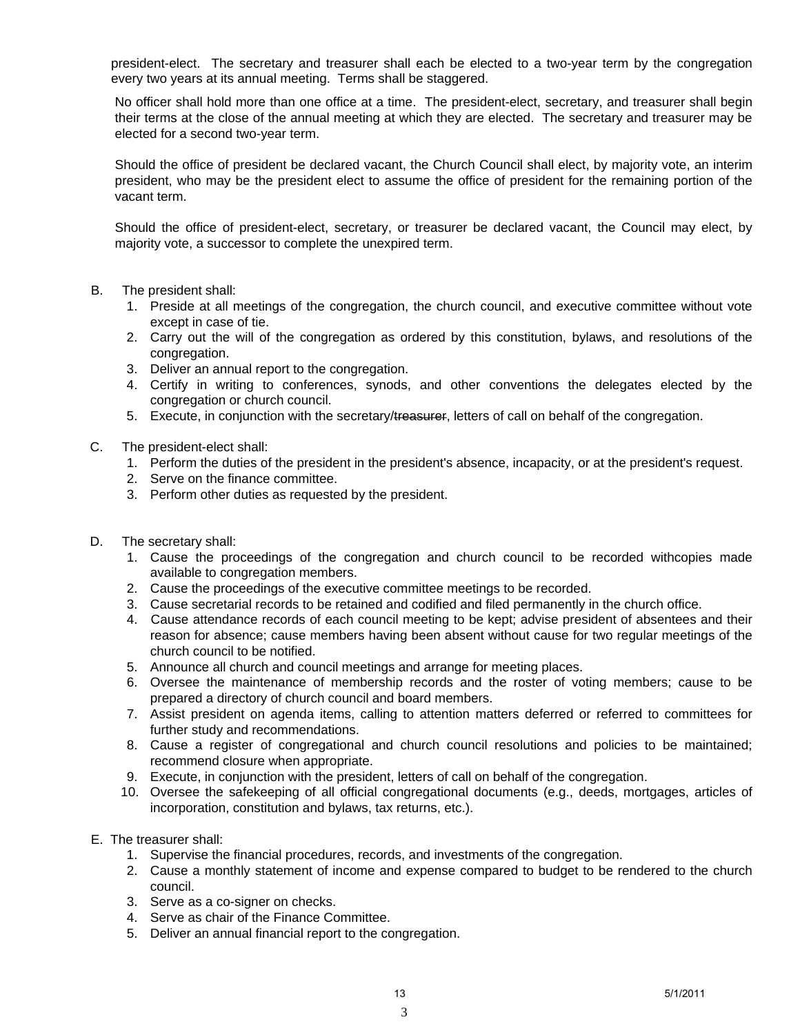president-elect. The secretary and treasurer shall each be elected to a two-year term by the congregation every two years at its annual meeting. Terms shall be staggered.

No officer shall hold more than one office at a time. The president-elect, secretary, and treasurer shall begin their terms at the close of the annual meeting at which they are elected. The secretary and treasurer may be elected for a second two-year term.

Should the office of president be declared vacant, the Church Council shall elect, by majority vote, an interim president, who may be the president elect to assume the office of president for the remaining portion of the vacant term.

Should the office of president-elect, secretary, or treasurer be declared vacant, the Council may elect, by majority vote, a successor to complete the unexpired term.

B. The president shall:
   1. Preside at all meetings of the congregation, the church council, and executive committee without vote except in case of tie.
   2. Carry out the will of the congregation as ordered by this constitution, bylaws, and resolutions of the congregation.
   3. Deliver an annual report to the congregation.
   4. Certify in writing to conferences, synods, and other conventions the delegates elected by the congregation or church council.
   5. Execute, in conjunction with the secretary/~~treasurer~~, letters of call on behalf of the congregation.

C. The president-elect shall:
   1. Perform the duties of the president in the president's absence, incapacity, or at the president's request.
   2. Serve on the finance committee.
   3. Perform other duties as requested by the president.

D. The secretary shall:
   1. Cause the proceedings of the congregation and church council to be recorded withcopies made available to congregation members.
   2. Cause the proceedings of the executive committee meetings to be recorded.
   3. Cause secretarial records to be retained and codified and filed permanently in the church office.
   4. Cause attendance records of each council meeting to be kept; advise president of absentees and their reason for absence; cause members having been absent without cause for two regular meetings of the church council to be notified.
   5. Announce all church and council meetings and arrange for meeting places.
   6. Oversee the maintenance of membership records and the roster of voting members; cause to be prepared a directory of church council and board members.
   7. Assist president on agenda items, calling to attention matters deferred or referred to committees for further study and recommendations.
   8. Cause a register of congregational and church council resolutions and policies to be maintained; recommend closure when appropriate.
   9. Execute, in conjunction with the president, letters of call on behalf of the congregation.
   10. Oversee the safekeeping of all official congregational documents (e.g., deeds, mortgages, articles of incorporation, constitution and bylaws, tax returns, etc.).

E. The treasurer shall:
   1. Supervise the financial procedures, records, and investments of the congregation.
   2. Cause a monthly statement of income and expense compared to budget to be rendered to the church council.
   3. Serve as a co-signer on checks.
   4. Serve as chair of the Finance Committee.
   5. Deliver an annual financial report to the congregation.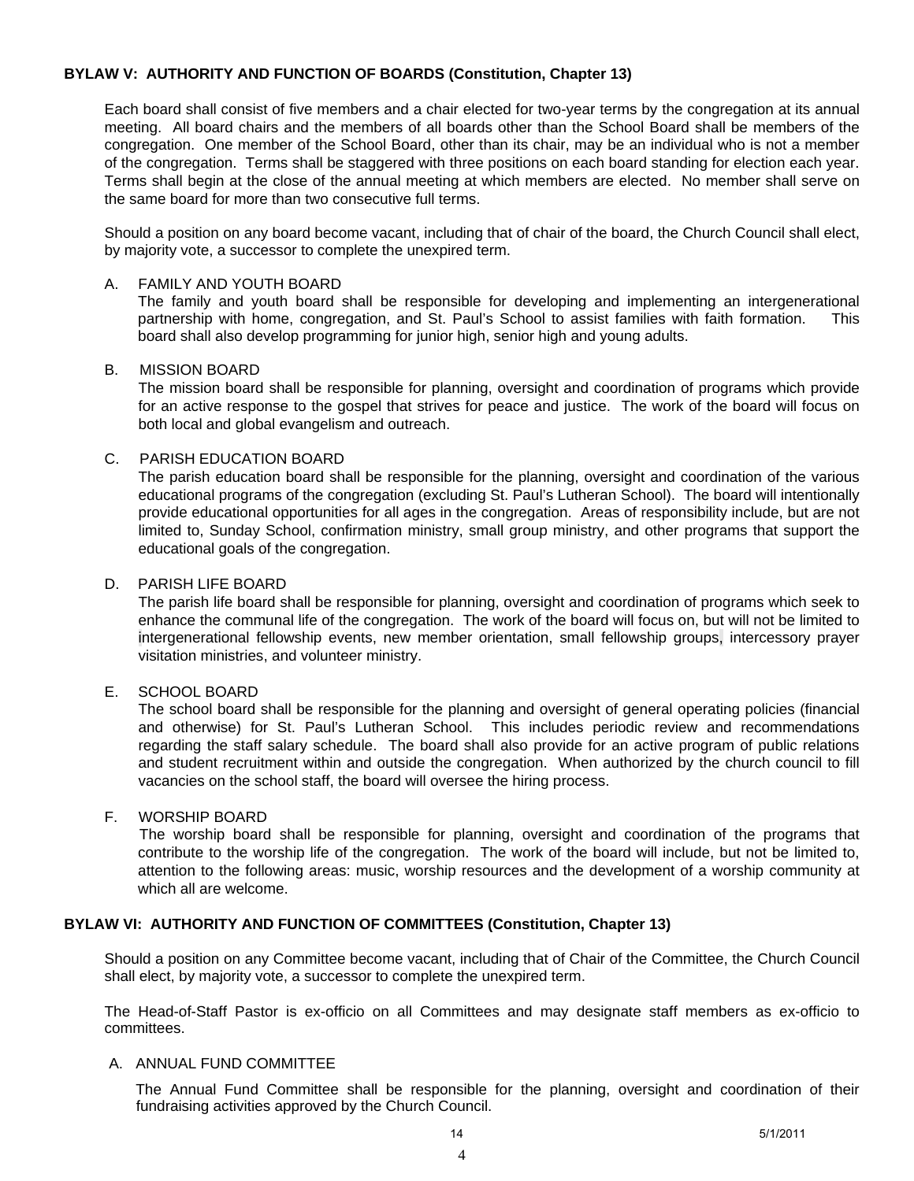**BYLAW V: AUTHORITY AND FUNCTION OF BOARDS (Constitution, Chapter 13)**

Each board shall consist of five members and a chair elected for two-year terms by the congregation at its annual meeting. All board chairs and the members of all boards other than the School Board shall be members of the congregation. One member of the School Board, other than its chair, may be an individual who is not a member of the congregation. Terms shall be staggered with three positions on each board standing for election each year. Terms shall begin at the close of the annual meeting at which members are elected. No member shall serve on the same board for more than two consecutive full terms.

Should a position on any board become vacant, including that of chair of the board, the Church Council shall elect, by majority vote, a successor to complete the unexpired term.

A. FAMILY AND YOUTH BOARD
The family and youth board shall be responsible for developing and implementing an intergenerational partnership with home, congregation, and St. Paul's School to assist families with faith formation. This board shall also develop programming for junior high, senior high and young adults.

B. MISSION BOARD
The mission board shall be responsible for planning, oversight and coordination of programs which provide for an active response to the gospel that strives for peace and justice. The work of the board will focus on both local and global evangelism and outreach.

C. PARISH EDUCATION BOARD
The parish education board shall be responsible for the planning, oversight and coordination of the various educational programs of the congregation (excluding St. Paul's Lutheran School). The board will intentionally provide educational opportunities for all ages in the congregation. Areas of responsibility include, but are not limited to, Sunday School, confirmation ministry, small group ministry, and other programs that support the educational goals of the congregation.

D. PARISH LIFE BOARD
The parish life board shall be responsible for planning, oversight and coordination of programs which seek to enhance the communal life of the congregation. The work of the board will focus on, but will not be limited to intergenerational fellowship events, new member orientation, small fellowship groups, intercessory prayer visitation ministries, and volunteer ministry.

E. SCHOOL BOARD
The school board shall be responsible for the planning and oversight of general operating policies (financial and otherwise) for St. Paul's Lutheran School. This includes periodic review and recommendations regarding the staff salary schedule. The board shall also provide for an active program of public relations and student recruitment within and outside the congregation. When authorized by the church council to fill vacancies on the school staff, the board will oversee the hiring process.

F. WORSHIP BOARD
The worship board shall be responsible for planning, oversight and coordination of the programs that contribute to the worship life of the congregation. The work of the board will include, but not be limited to, attention to the following areas: music, worship resources and the development of a worship community at which all are welcome.

**BYLAW VI: AUTHORITY AND FUNCTION OF COMMITTEES (Constitution, Chapter 13)**

Should a position on any Committee become vacant, including that of Chair of the Committee, the Church Council shall elect, by majority vote, a successor to complete the unexpired term.

The Head-of-Staff Pastor is ex-officio on all Committees and may designate staff members as ex-officio to committees.

A. ANNUAL FUND COMMITTEE

The Annual Fund Committee shall be responsible for the planning, oversight and coordination of their fundraising activities approved by the Church Council.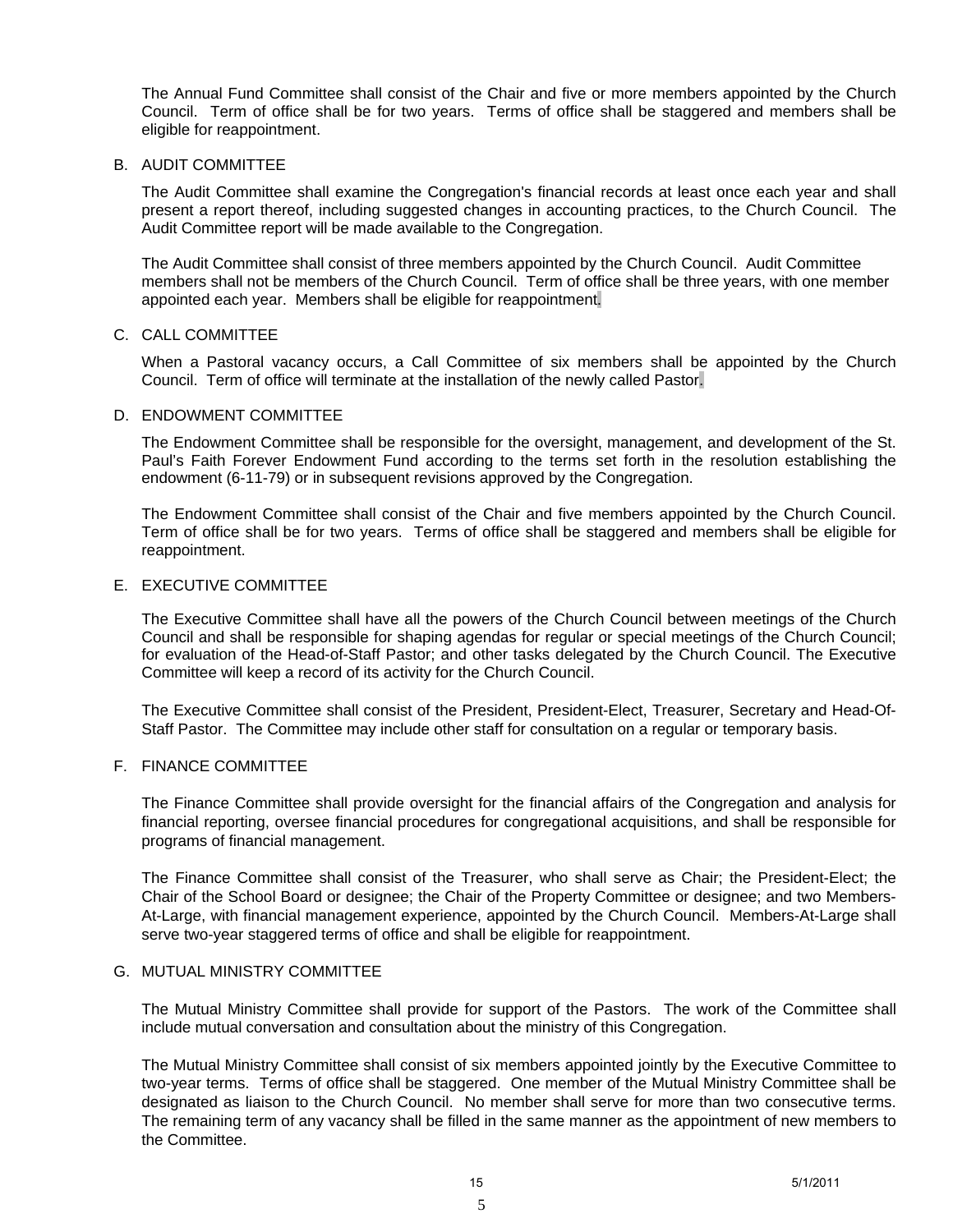The Annual Fund Committee shall consist of the Chair and five or more members appointed by the Church Council. Term of office shall be for two years. Terms of office shall be staggered and members shall be eligible for reappointment.

B. AUDIT COMMITTEE

The Audit Committee shall examine the Congregation's financial records at least once each year and shall present a report thereof, including suggested changes in accounting practices, to the Church Council. The Audit Committee report will be made available to the Congregation.

The Audit Committee shall consist of three members appointed by the Church Council. Audit Committee members shall not be members of the Church Council. Term of office shall be three years, with one member appointed each year. Members shall be eligible for reappointment.

C. CALL COMMITTEE

When a Pastoral vacancy occurs, a Call Committee of six members shall be appointed by the Church Council. Term of office will terminate at the installation of the newly called Pastor.

D. ENDOWMENT COMMITTEE

The Endowment Committee shall be responsible for the oversight, management, and development of the St. Paul's Faith Forever Endowment Fund according to the terms set forth in the resolution establishing the endowment (6-11-79) or in subsequent revisions approved by the Congregation.

The Endowment Committee shall consist of the Chair and five members appointed by the Church Council. Term of office shall be for two years. Terms of office shall be staggered and members shall be eligible for reappointment.

E. EXECUTIVE COMMITTEE

The Executive Committee shall have all the powers of the Church Council between meetings of the Church Council and shall be responsible for shaping agendas for regular or special meetings of the Church Council; for evaluation of the Head-of-Staff Pastor; and other tasks delegated by the Church Council. The Executive Committee will keep a record of its activity for the Church Council.

The Executive Committee shall consist of the President, President-Elect, Treasurer, Secretary and Head-Of-Staff Pastor. The Committee may include other staff for consultation on a regular or temporary basis.

F. FINANCE COMMITTEE

The Finance Committee shall provide oversight for the financial affairs of the Congregation and analysis for financial reporting, oversee financial procedures for congregational acquisitions, and shall be responsible for programs of financial management.

The Finance Committee shall consist of the Treasurer, who shall serve as Chair; the President-Elect; the Chair of the School Board or designee; the Chair of the Property Committee or designee; and two Members-At-Large, with financial management experience, appointed by the Church Council. Members-At-Large shall serve two-year staggered terms of office and shall be eligible for reappointment.

G. MUTUAL MINISTRY COMMITTEE

The Mutual Ministry Committee shall provide for support of the Pastors. The work of the Committee shall include mutual conversation and consultation about the ministry of this Congregation.

The Mutual Ministry Committee shall consist of six members appointed jointly by the Executive Committee to two-year terms. Terms of office shall be staggered. One member of the Mutual Ministry Committee shall be designated as liaison to the Church Council. No member shall serve for more than two consecutive terms. The remaining term of any vacancy shall be filled in the same manner as the appointment of new members to the Committee.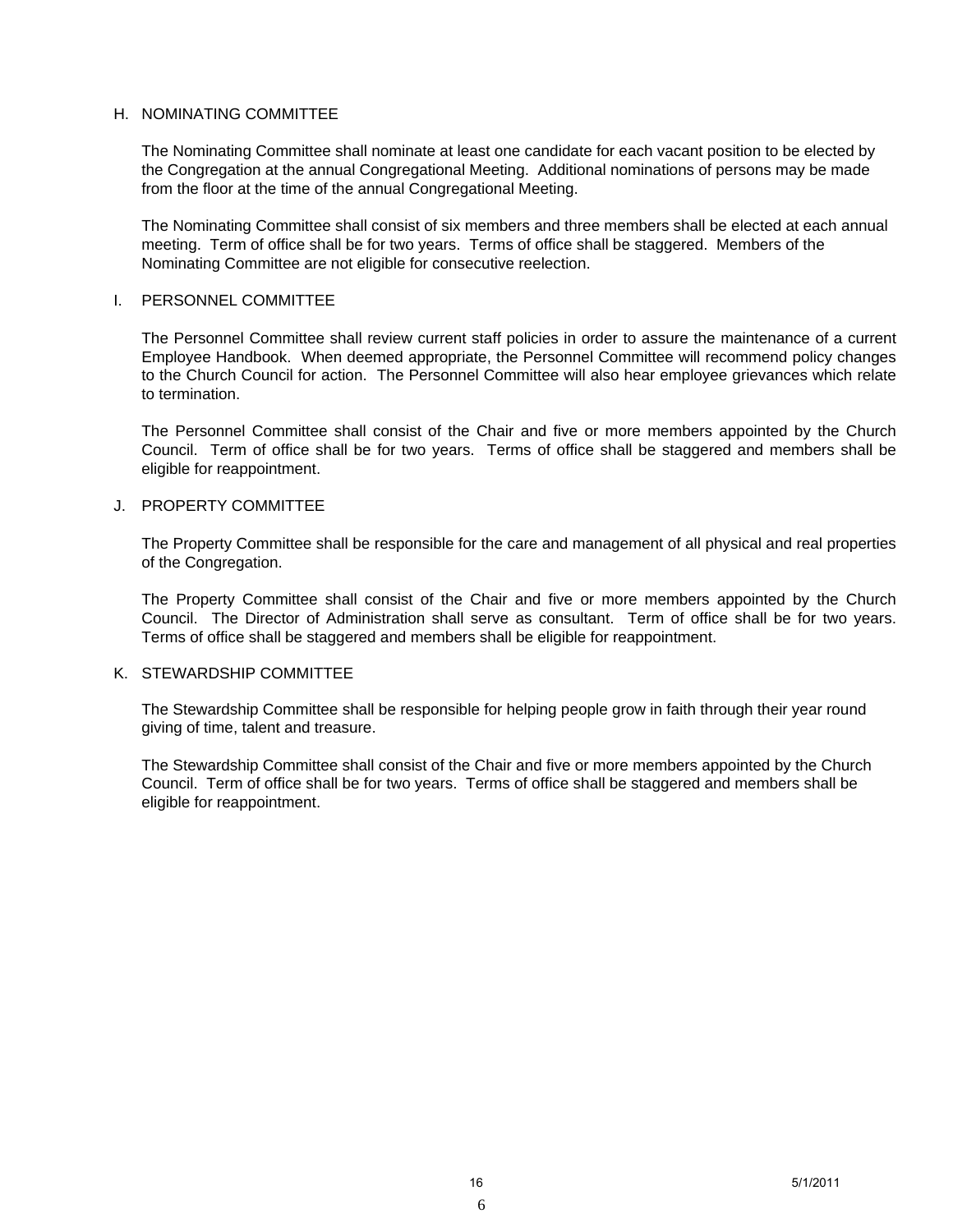## H. NOMINATING COMMITTEE

The Nominating Committee shall nominate at least one candidate for each vacant position to be elected by the Congregation at the annual Congregational Meeting. Additional nominations of persons may be made from the floor at the time of the annual Congregational Meeting.

The Nominating Committee shall consist of six members and three members shall be elected at each annual meeting. Term of office shall be for two years. Terms of office shall be staggered. Members of the Nominating Committee are not eligible for consecutive reelection.

## I. PERSONNEL COMMITTEE

The Personnel Committee shall review current staff policies in order to assure the maintenance of a current Employee Handbook. When deemed appropriate, the Personnel Committee will recommend policy changes to the Church Council for action. The Personnel Committee will also hear employee grievances which relate to termination.

The Personnel Committee shall consist of the Chair and five or more members appointed by the Church Council. Term of office shall be for two years. Terms of office shall be staggered and members shall be eligible for reappointment.

## J. PROPERTY COMMITTEE

The Property Committee shall be responsible for the care and management of all physical and real properties of the Congregation.

The Property Committee shall consist of the Chair and five or more members appointed by the Church Council. The Director of Administration shall serve as consultant. Term of office shall be for two years. Terms of office shall be staggered and members shall be eligible for reappointment.

## K. STEWARDSHIP COMMITTEE

The Stewardship Committee shall be responsible for helping people grow in faith through their year round giving of time, talent and treasure.

The Stewardship Committee shall consist of the Chair and five or more members appointed by the Church Council. Term of office shall be for two years. Terms of office shall be staggered and members shall be eligible for reappointment.